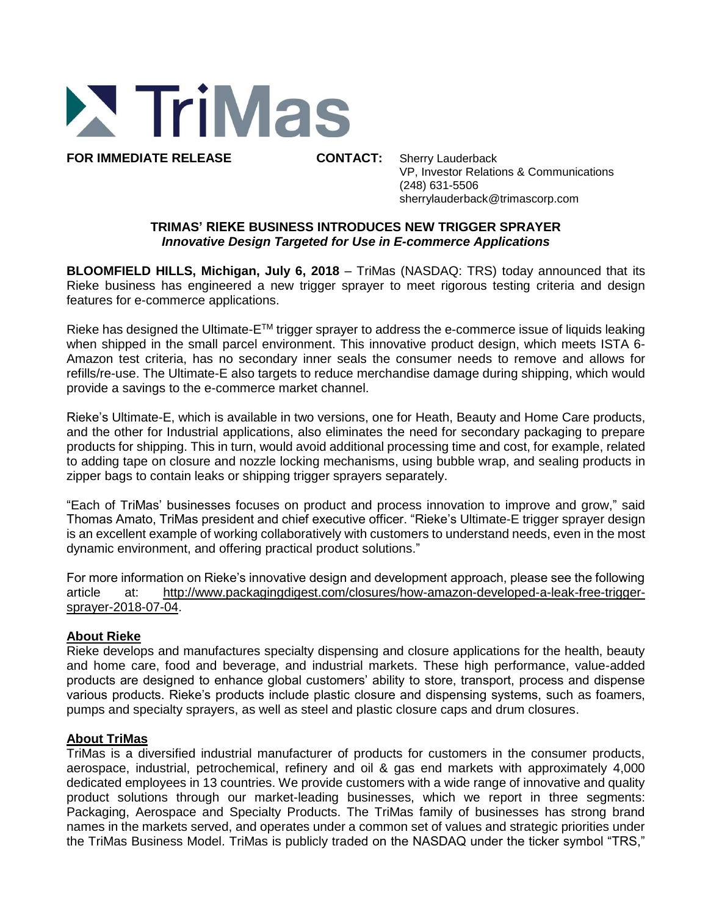# TriMas

**FOR IMMEDIATE RELEASE**

**CONTACT:** Sherry Lauderback
VP, Investor Relations & Communications
(248) 631-5506
sherrylauderback@trimascorp.com

## TRIMAS' RIEKE BUSINESS INTRODUCES NEW TRIGGER SPRAYER

***Innovative Design Targeted for Use in E-commerce Applications***

**BLOOMFIELD HILLS, Michigan, July 6, 2018** – TriMas (NASDAQ: TRS) today announced that its Rieke business has engineered a new trigger sprayer to meet rigorous testing criteria and design features for e-commerce applications.

Rieke has designed the Ultimate-E™ trigger sprayer to address the e-commerce issue of liquids leaking when shipped in the small parcel environment. This innovative product design, which meets ISTA 6-Amazon test criteria, has no secondary inner seals the consumer needs to remove and allows for refills/re-use. The Ultimate-E also targets to reduce merchandise damage during shipping, which would provide a savings to the e-commerce market channel.

Rieke's Ultimate-E, which is available in two versions, one for Heath, Beauty and Home Care products, and the other for Industrial applications, also eliminates the need for secondary packaging to prepare products for shipping. This in turn, would avoid additional processing time and cost, for example, related to adding tape on closure and nozzle locking mechanisms, using bubble wrap, and sealing products in zipper bags to contain leaks or shipping trigger sprayers separately.

"Each of TriMas' businesses focuses on product and process innovation to improve and grow," said Thomas Amato, TriMas president and chief executive officer. "Rieke's Ultimate-E trigger sprayer design is an excellent example of working collaboratively with customers to understand needs, even in the most dynamic environment, and offering practical product solutions."

For more information on Rieke's innovative design and development approach, please see the following article at: http://www.packagingdigest.com/closures/how-amazon-developed-a-leak-free-trigger-sprayer-2018-07-04.

### About Rieke

Rieke develops and manufactures specialty dispensing and closure applications for the health, beauty and home care, food and beverage, and industrial markets. These high performance, value-added products are designed to enhance global customers' ability to store, transport, process and dispense various products. Rieke's products include plastic closure and dispensing systems, such as foamers, pumps and specialty sprayers, as well as steel and plastic closure caps and drum closures.

### About TriMas

TriMas is a diversified industrial manufacturer of products for customers in the consumer products, aerospace, industrial, petrochemical, refinery and oil & gas end markets with approximately 4,000 dedicated employees in 13 countries. We provide customers with a wide range of innovative and quality product solutions through our market-leading businesses, which we report in three segments: Packaging, Aerospace and Specialty Products. The TriMas family of businesses has strong brand names in the markets served, and operates under a common set of values and strategic priorities under the TriMas Business Model. TriMas is publicly traded on the NASDAQ under the ticker symbol "TRS,"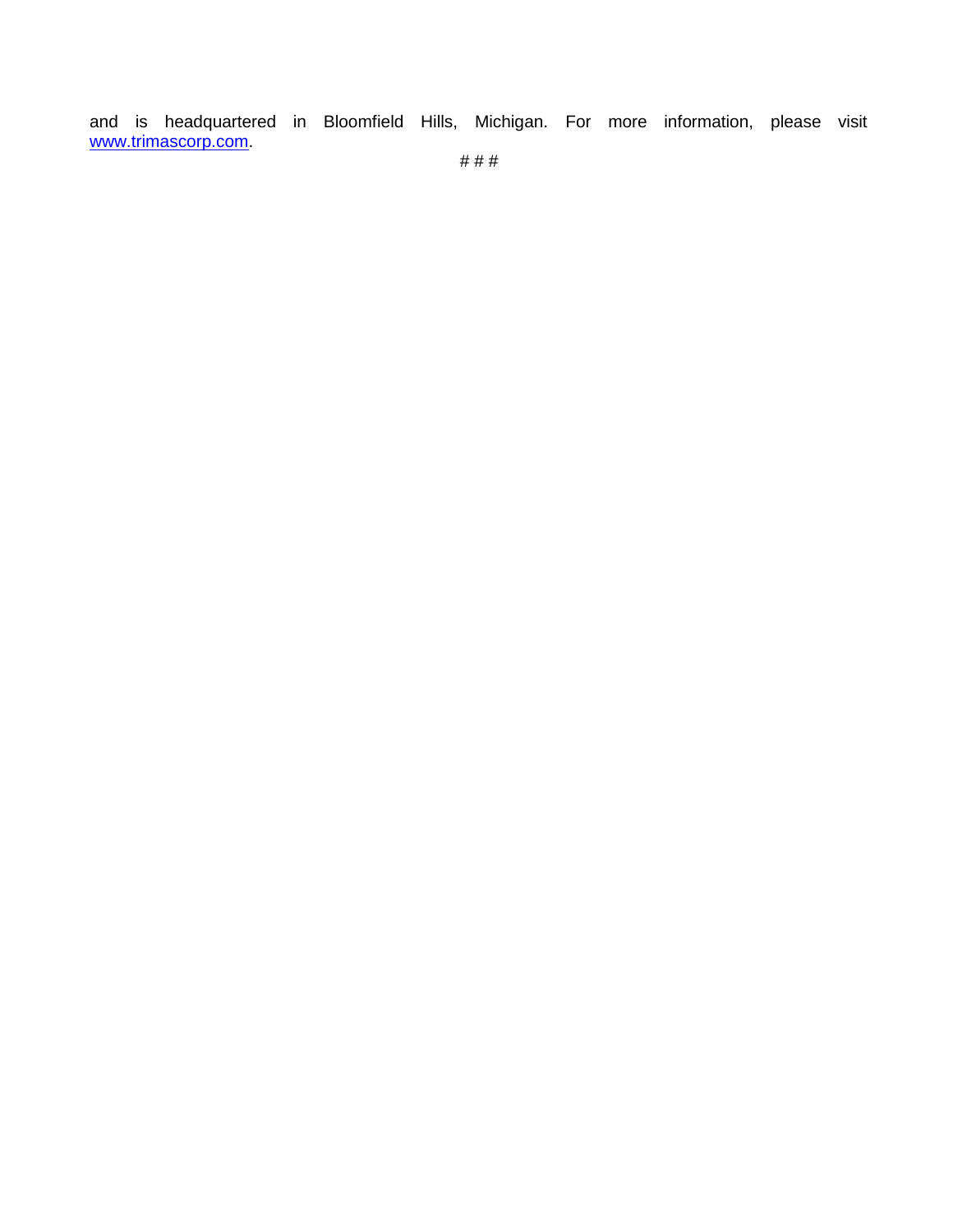and is headquartered in Bloomfield Hills, Michigan. For more information, please visit www.trimascorp.com.

# # #